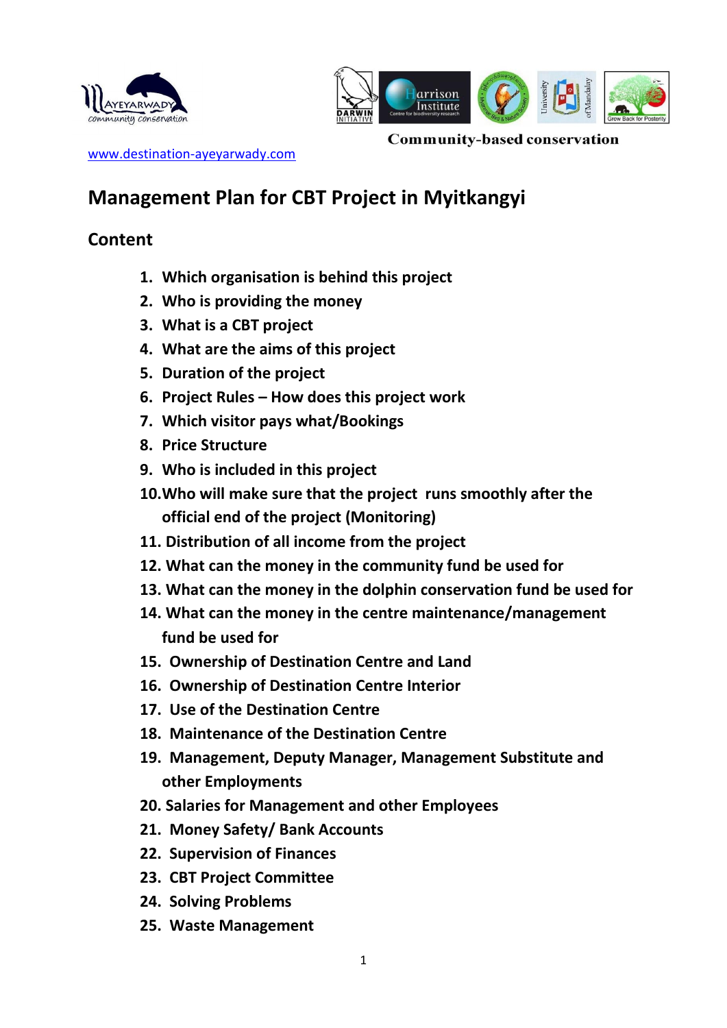AYEYARWADY community conservation

Community-based conservation

www.destination-ayeyarwady.com

# Management Plan for CBT Project in Myitkangyi

## Content

1. Which organisation is behind this project
2. Who is providing the money
3. What is a CBT project
4. What are the aims of this project
5. Duration of the project
6. Project Rules – How does this project work
7. Which visitor pays what/Bookings
8. Price Structure
9. Who is included in this project
10. Who will make sure that the project runs smoothly after the official end of the project (Monitoring)
11. Distribution of all income from the project
12. What can the money in the community fund be used for
13. What can the money in the dolphin conservation fund be used for
14. What can the money in the centre maintenance/management fund be used for
15. Ownership of Destination Centre and Land
16. Ownership of Destination Centre Interior
17. Use of the Destination Centre
18. Maintenance of the Destination Centre
19. Management, Deputy Manager, Management Substitute and other Employments
20. Salaries for Management and other Employees
21. Money Safety/ Bank Accounts
22. Supervision of Finances
23. CBT Project Committee
24. Solving Problems
25. Waste Management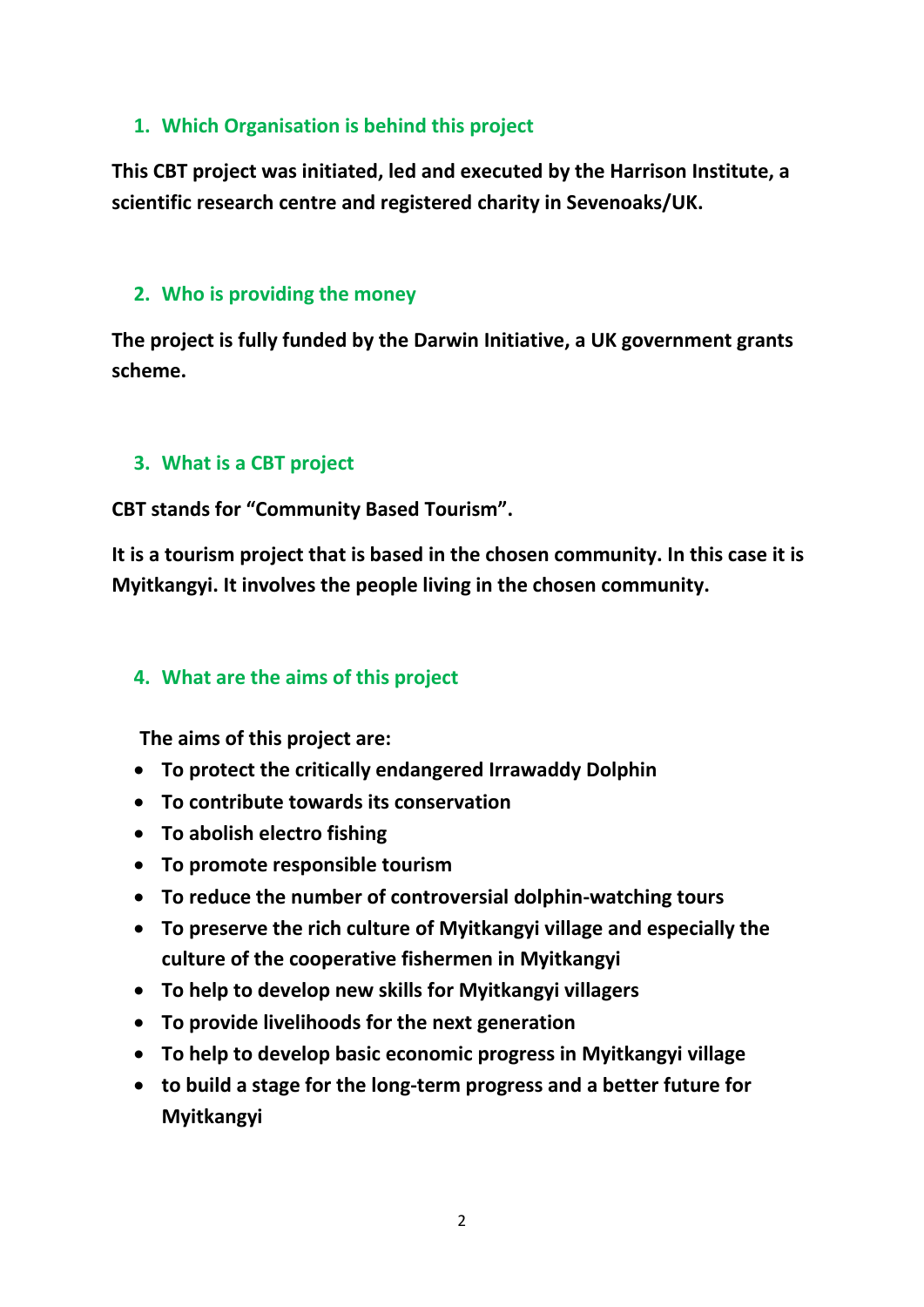## 1. Which Organisation is behind this project

**This CBT project was initiated, led and executed by the Harrison Institute, a scientific research centre and registered charity in Sevenoaks/UK.**

## 2. Who is providing the money

**The project is fully funded by the Darwin Initiative, a UK government grants scheme.**

## 3. What is a CBT project

**CBT stands for "Community Based Tourism".**

**It is a tourism project that is based in the chosen community. In this case it is Myitkangyi. It involves the people living in the chosen community.**

## 4. What are the aims of this project

**The aims of this project are:**

- **To protect the critically endangered Irrawaddy Dolphin**
- **To contribute towards its conservation**
- **To abolish electro fishing**
- **To promote responsible tourism**
- **To reduce the number of controversial dolphin-watching tours**
- **To preserve the rich culture of Myitkangyi village and especially the culture of the cooperative fishermen in Myitkangyi**
- **To help to develop new skills for Myitkangyi villagers**
- **To provide livelihoods for the next generation**
- **To help to develop basic economic progress in Myitkangyi village**
- **to build a stage for the long-term progress and a better future for Myitkangyi**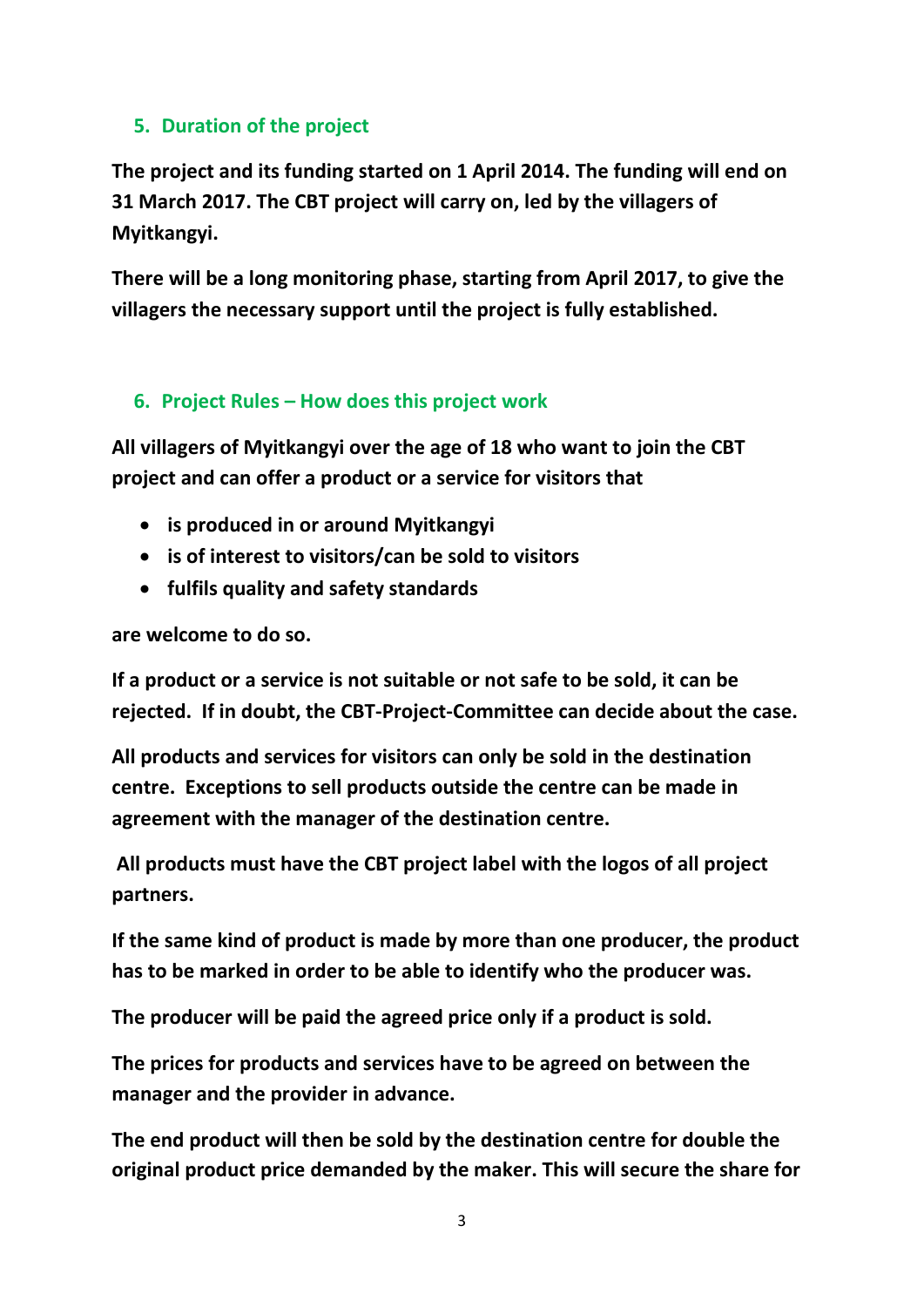## 5. Duration of the project

**The project and its funding started on 1 April 2014. The funding will end on 31 March 2017. The CBT project will carry on, led by the villagers of Myitkangyi.**

**There will be a long monitoring phase, starting from April 2017, to give the villagers the necessary support until the project is fully established.**

## 6. Project Rules – How does this project work

**All villagers of Myitkangyi over the age of 18 who want to join the CBT project and can offer a product or a service for visitors that**

- **is produced in or around Myitkangyi**
- **is of interest to visitors/can be sold to visitors**
- **fulfils quality and safety standards**

**are welcome to do so.**

**If a product or a service is not suitable or not safe to be sold, it can be rejected. If in doubt, the CBT-Project-Committee can decide about the case.**

**All products and services for visitors can only be sold in the destination centre. Exceptions to sell products outside the centre can be made in agreement with the manager of the destination centre.**

**All products must have the CBT project label with the logos of all project partners.**

**If the same kind of product is made by more than one producer, the product has to be marked in order to be able to identify who the producer was.**

**The producer will be paid the agreed price only if a product is sold.**

**The prices for products and services have to be agreed on between the manager and the provider in advance.**

**The end product will then be sold by the destination centre for double the original product price demanded by the maker. This will secure the share for**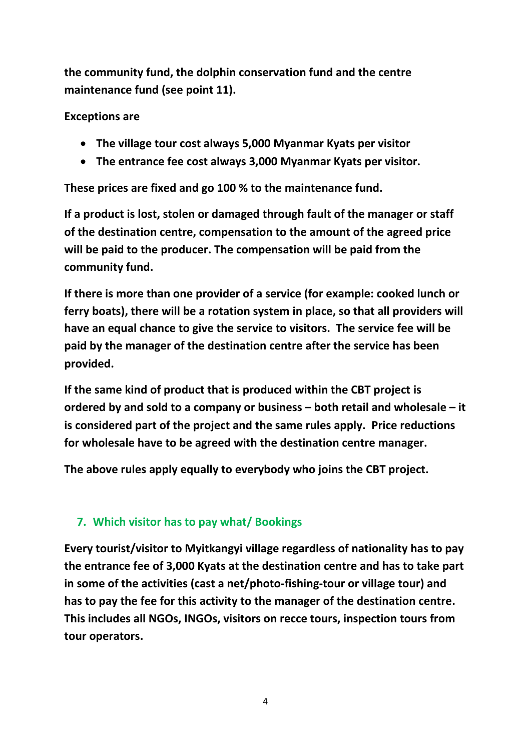**the community fund, the dolphin conservation fund and the centre maintenance fund (see point 11).**

**Exceptions are**

- **The village tour cost always 5,000 Myanmar Kyats per visitor**
- **The entrance fee cost always 3,000 Myanmar Kyats per visitor.**

**These prices are fixed and go 100 % to the maintenance fund.**

**If a product is lost, stolen or damaged through fault of the manager or staff of the destination centre, compensation to the amount of the agreed price will be paid to the producer. The compensation will be paid from the community fund.**

**If there is more than one provider of a service (for example: cooked lunch or ferry boats), there will be a rotation system in place, so that all providers will have an equal chance to give the service to visitors. The service fee will be paid by the manager of the destination centre after the service has been provided.**

**If the same kind of product that is produced within the CBT project is ordered by and sold to a company or business – both retail and wholesale – it is considered part of the project and the same rules apply. Price reductions for wholesale have to be agreed with the destination centre manager.**

**The above rules apply equally to everybody who joins the CBT project.**

## 7. Which visitor has to pay what/ Bookings

**Every tourist/visitor to Myitkangyi village regardless of nationality has to pay the entrance fee of 3,000 Kyats at the destination centre and has to take part in some of the activities (cast a net/photo-fishing-tour or village tour) and has to pay the fee for this activity to the manager of the destination centre. This includes all NGOs, INGOs, visitors on recce tours, inspection tours from tour operators.**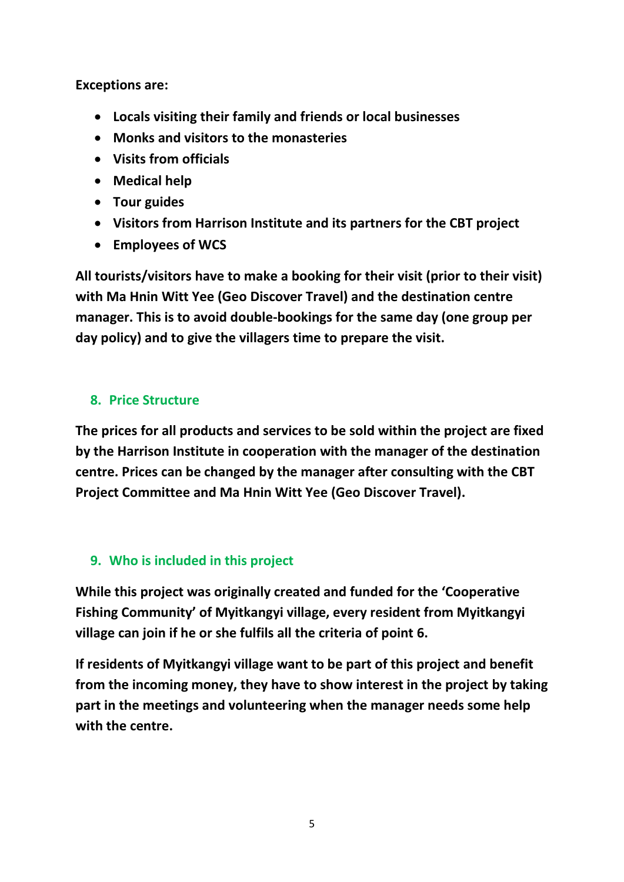**Exceptions are:**

- **Locals visiting their family and friends or local businesses**
- **Monks and visitors to the monasteries**
- **Visits from officials**
- **Medical help**
- **Tour guides**
- **Visitors from Harrison Institute and its partners for the CBT project**
- **Employees of WCS**

**All tourists/visitors have to make a booking for their visit (prior to their visit) with Ma Hnin Witt Yee (Geo Discover Travel) and the destination centre manager. This is to avoid double-bookings for the same day (one group per day policy) and to give the villagers time to prepare the visit.**

## 8. Price Structure

**The prices for all products and services to be sold within the project are fixed by the Harrison Institute in cooperation with the manager of the destination centre. Prices can be changed by the manager after consulting with the CBT Project Committee and Ma Hnin Witt Yee (Geo Discover Travel).**

## 9. Who is included in this project

**While this project was originally created and funded for the 'Cooperative Fishing Community' of Myitkangyi village, every resident from Myitkangyi village can join if he or she fulfils all the criteria of point 6.**

**If residents of Myitkangyi village want to be part of this project and benefit from the incoming money, they have to show interest in the project by taking part in the meetings and volunteering when the manager needs some help with the centre.**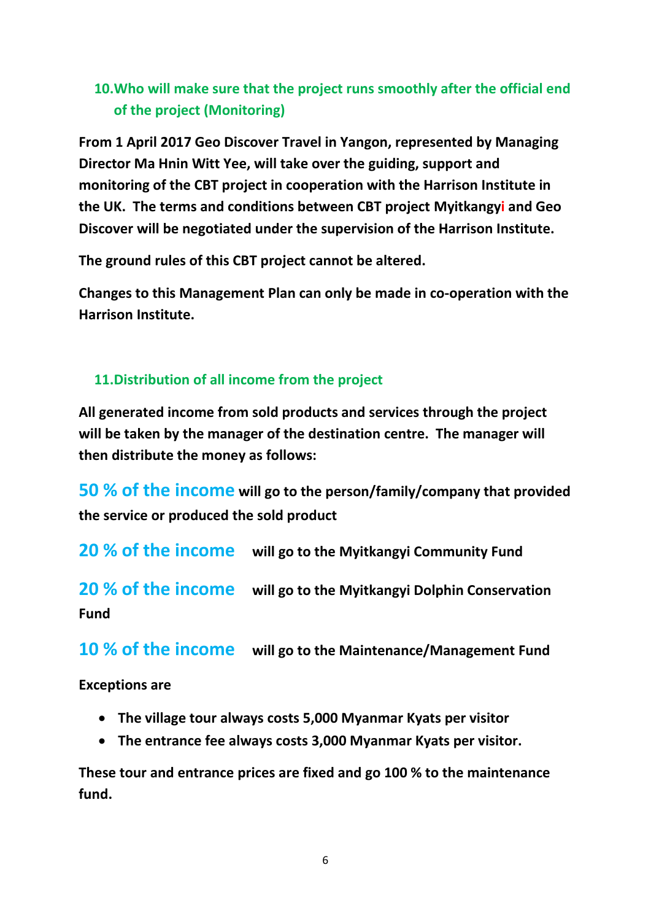## 10. Who will make sure that the project runs smoothly after the official end of the project (Monitoring)

**From 1 April 2017 Geo Discover Travel in Yangon, represented by Managing Director Ma Hnin Witt Yee, will take over the guiding, support and monitoring of the CBT project in cooperation with the Harrison Institute in the UK. The terms and conditions between CBT project Myitkangyi and Geo Discover will be negotiated under the supervision of the Harrison Institute.**

**The ground rules of this CBT project cannot be altered.**

**Changes to this Management Plan can only be made in co-operation with the Harrison Institute.**

## 11. Distribution of all income from the project

**All generated income from sold products and services through the project will be taken by the manager of the destination centre. The manager will then distribute the money as follows:**

**50 % of the income will go to the person/family/company that provided the service or produced the sold product**

**20 % of the income will go to the Myitkangyi Community Fund**

**20 % of the income will go to the Myitkangyi Dolphin Conservation Fund**

**10 % of the income will go to the Maintenance/Management Fund**

**Exceptions are**

- **The village tour always costs 5,000 Myanmar Kyats per visitor**
- **The entrance fee always costs 3,000 Myanmar Kyats per visitor.**

**These tour and entrance prices are fixed and go 100 % to the maintenance fund.**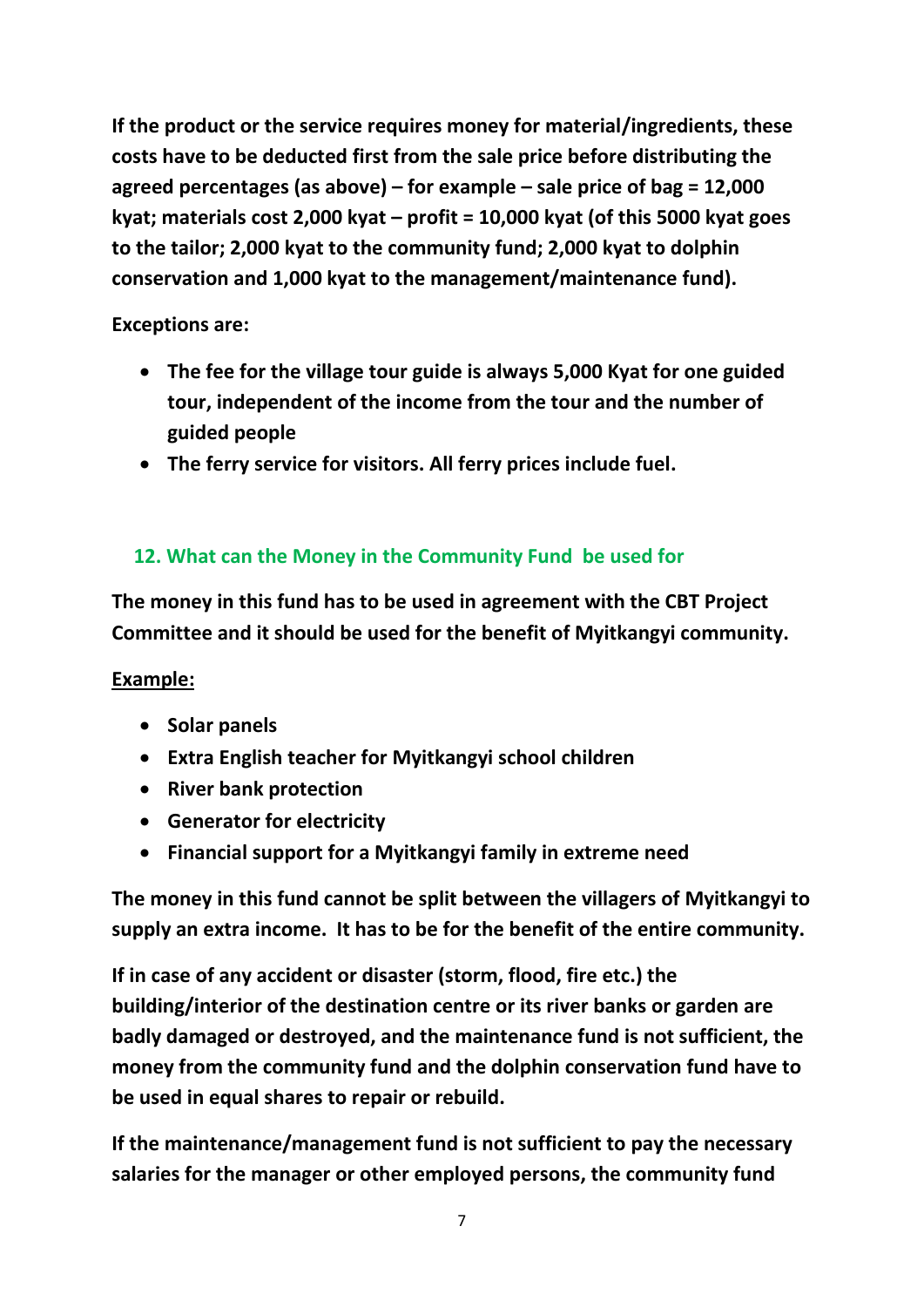**If the product or the service requires money for material/ingredients, these costs have to be deducted first from the sale price before distributing the agreed percentages (as above) – for example – sale price of bag = 12,000 kyat; materials cost 2,000 kyat – profit = 10,000 kyat (of this 5000 kyat goes to the tailor; 2,000 kyat to the community fund; 2,000 kyat to dolphin conservation and 1,000 kyat to the management/maintenance fund).**

**Exceptions are:**

- **The fee for the village tour guide is always 5,000 Kyat for one guided tour, independent of the income from the tour and the number of guided people**
- **The ferry service for visitors. All ferry prices include fuel.**

## 12. What can the Money in the Community Fund be used for

**The money in this fund has to be used in agreement with the CBT Project Committee and it should be used for the benefit of Myitkangyi community.**

**<u>Example:</u>**

- **Solar panels**
- **Extra English teacher for Myitkangyi school children**
- **River bank protection**
- **Generator for electricity**
- **Financial support for a Myitkangyi family in extreme need**

**The money in this fund cannot be split between the villagers of Myitkangyi to supply an extra income. It has to be for the benefit of the entire community.**

**If in case of any accident or disaster (storm, flood, fire etc.) the building/interior of the destination centre or its river banks or garden are badly damaged or destroyed, and the maintenance fund is not sufficient, the money from the community fund and the dolphin conservation fund have to be used in equal shares to repair or rebuild.**

**If the maintenance/management fund is not sufficient to pay the necessary salaries for the manager or other employed persons, the community fund**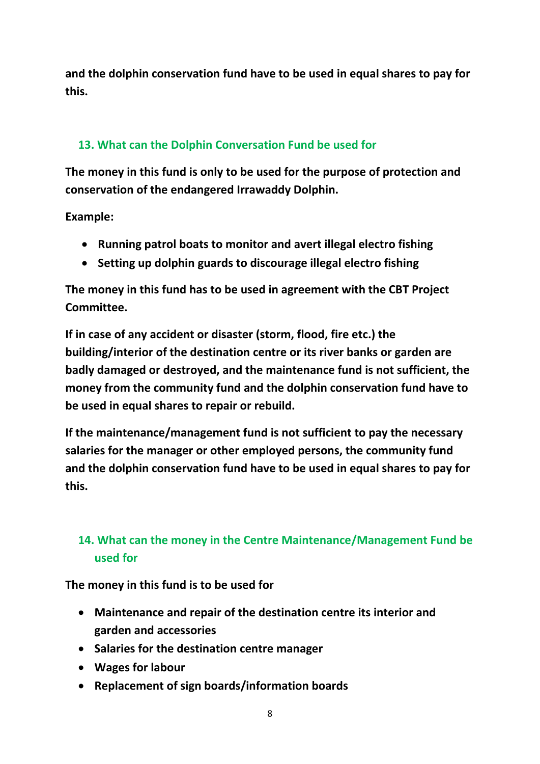**and the dolphin conservation fund have to be used in equal shares to pay for this.**

## 13. What can the Dolphin Conversation Fund be used for

**The money in this fund is only to be used for the purpose of protection and conservation of the endangered Irrawaddy Dolphin.**

**Example:**

- **Running patrol boats to monitor and avert illegal electro fishing**
- **Setting up dolphin guards to discourage illegal electro fishing**

**The money in this fund has to be used in agreement with the CBT Project Committee.**

**If in case of any accident or disaster (storm, flood, fire etc.) the building/interior of the destination centre or its river banks or garden are badly damaged or destroyed, and the maintenance fund is not sufficient, the money from the community fund and the dolphin conservation fund have to be used in equal shares to repair or rebuild.**

**If the maintenance/management fund is not sufficient to pay the necessary salaries for the manager or other employed persons, the community fund and the dolphin conservation fund have to be used in equal shares to pay for this.**

## 14. What can the money in the Centre Maintenance/Management Fund be used for

**The money in this fund is to be used for**

- **Maintenance and repair of the destination centre its interior and garden and accessories**
- **Salaries for the destination centre manager**
- **Wages for labour**
- **Replacement of sign boards/information boards**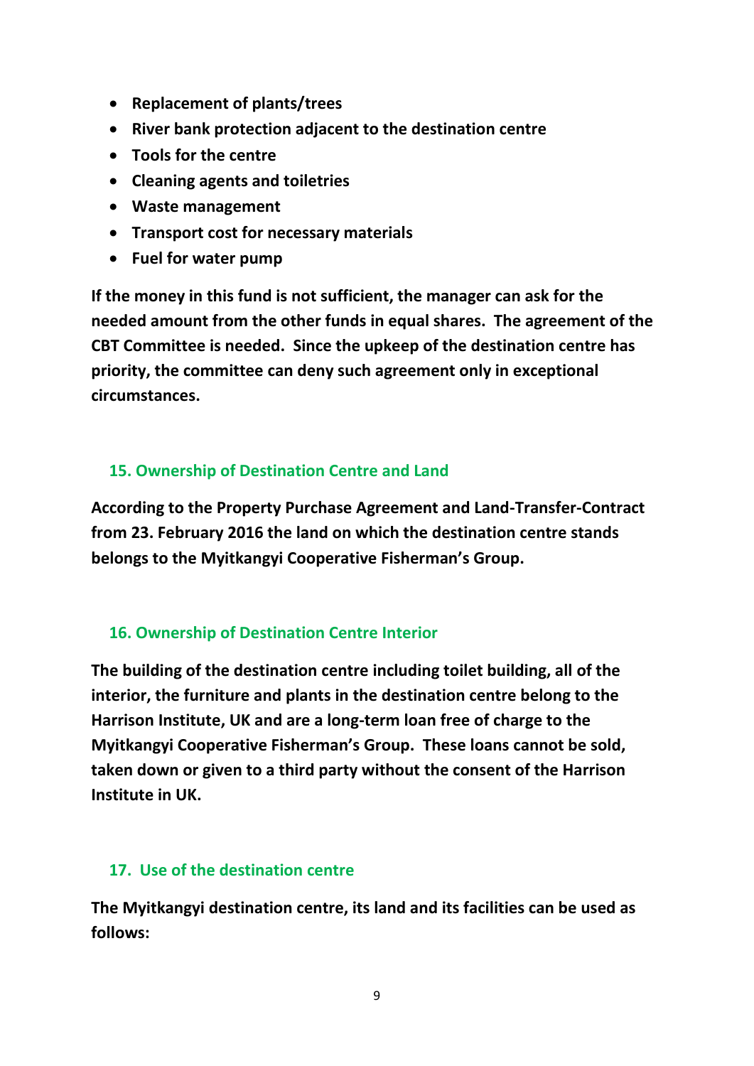- **Replacement of plants/trees**
- **River bank protection adjacent to the destination centre**
- **Tools for the centre**
- **Cleaning agents and toiletries**
- **Waste management**
- **Transport cost for necessary materials**
- **Fuel for water pump**

**If the money in this fund is not sufficient, the manager can ask for the needed amount from the other funds in equal shares. The agreement of the CBT Committee is needed. Since the upkeep of the destination centre has priority, the committee can deny such agreement only in exceptional circumstances.**

## 15. Ownership of Destination Centre and Land

**According to the Property Purchase Agreement and Land-Transfer-Contract from 23. February 2016 the land on which the destination centre stands belongs to the Myitkangyi Cooperative Fisherman's Group.**

## 16. Ownership of Destination Centre Interior

**The building of the destination centre including toilet building, all of the interior, the furniture and plants in the destination centre belong to the Harrison Institute, UK and are a long-term loan free of charge to the Myitkangyi Cooperative Fisherman's Group. These loans cannot be sold, taken down or given to a third party without the consent of the Harrison Institute in UK.**

## 17. Use of the destination centre

**The Myitkangyi destination centre, its land and its facilities can be used as follows:**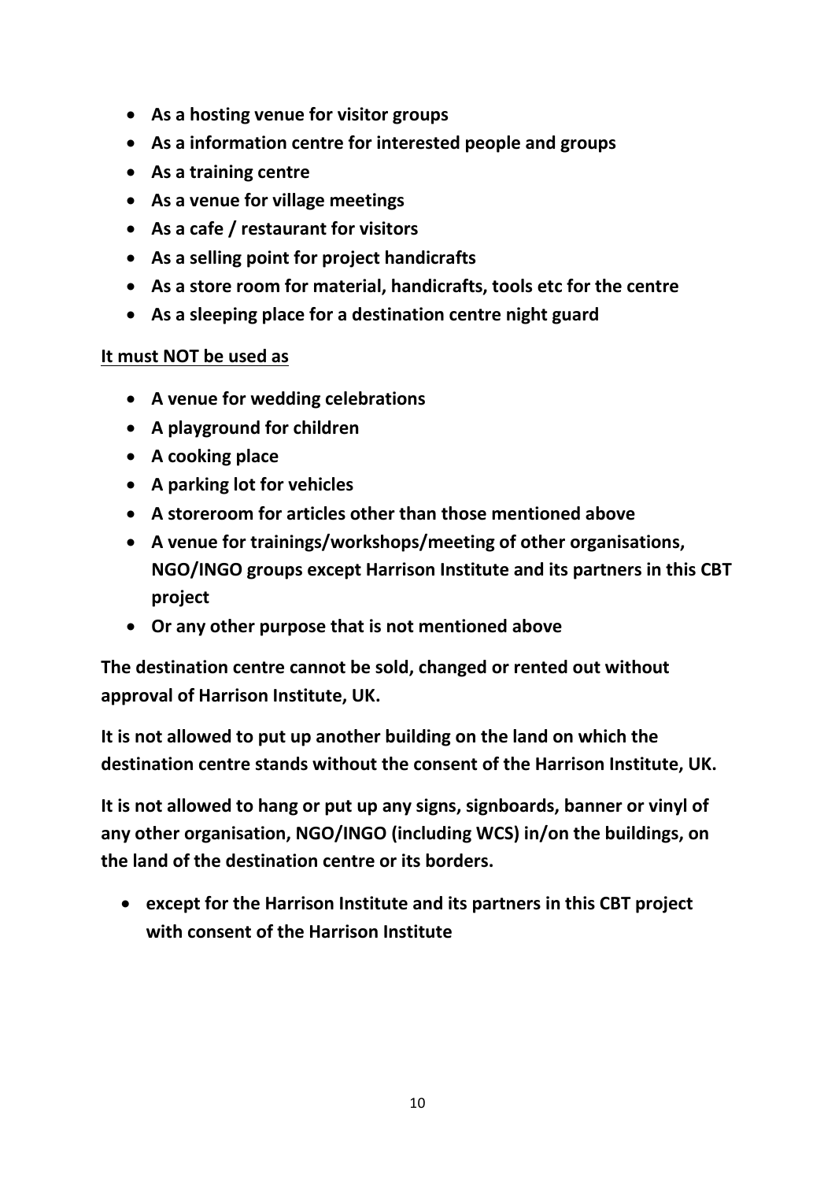- **As a hosting venue for visitor groups**
- **As a information centre for interested people and groups**
- **As a training centre**
- **As a venue for village meetings**
- **As a cafe / restaurant for visitors**
- **As a selling point for project handicrafts**
- **As a store room for material, handicrafts, tools etc for the centre**
- **As a sleeping place for a destination centre night guard**

<u>**It must NOT be used as**</u>

- **A venue for wedding celebrations**
- **A playground for children**
- **A cooking place**
- **A parking lot for vehicles**
- **A storeroom for articles other than those mentioned above**
- **A venue for trainings/workshops/meeting of other organisations, NGO/INGO groups except Harrison Institute and its partners in this CBT project**
- **Or any other purpose that is not mentioned above**

**The destination centre cannot be sold, changed or rented out without approval of Harrison Institute, UK.**

**It is not allowed to put up another building on the land on which the destination centre stands without the consent of the Harrison Institute, UK.**

**It is not allowed to hang or put up any signs, signboards, banner or vinyl of any other organisation, NGO/INGO (including WCS) in/on the buildings, on the land of the destination centre or its borders.**

- **except for the Harrison Institute and its partners in this CBT project with consent of the Harrison Institute**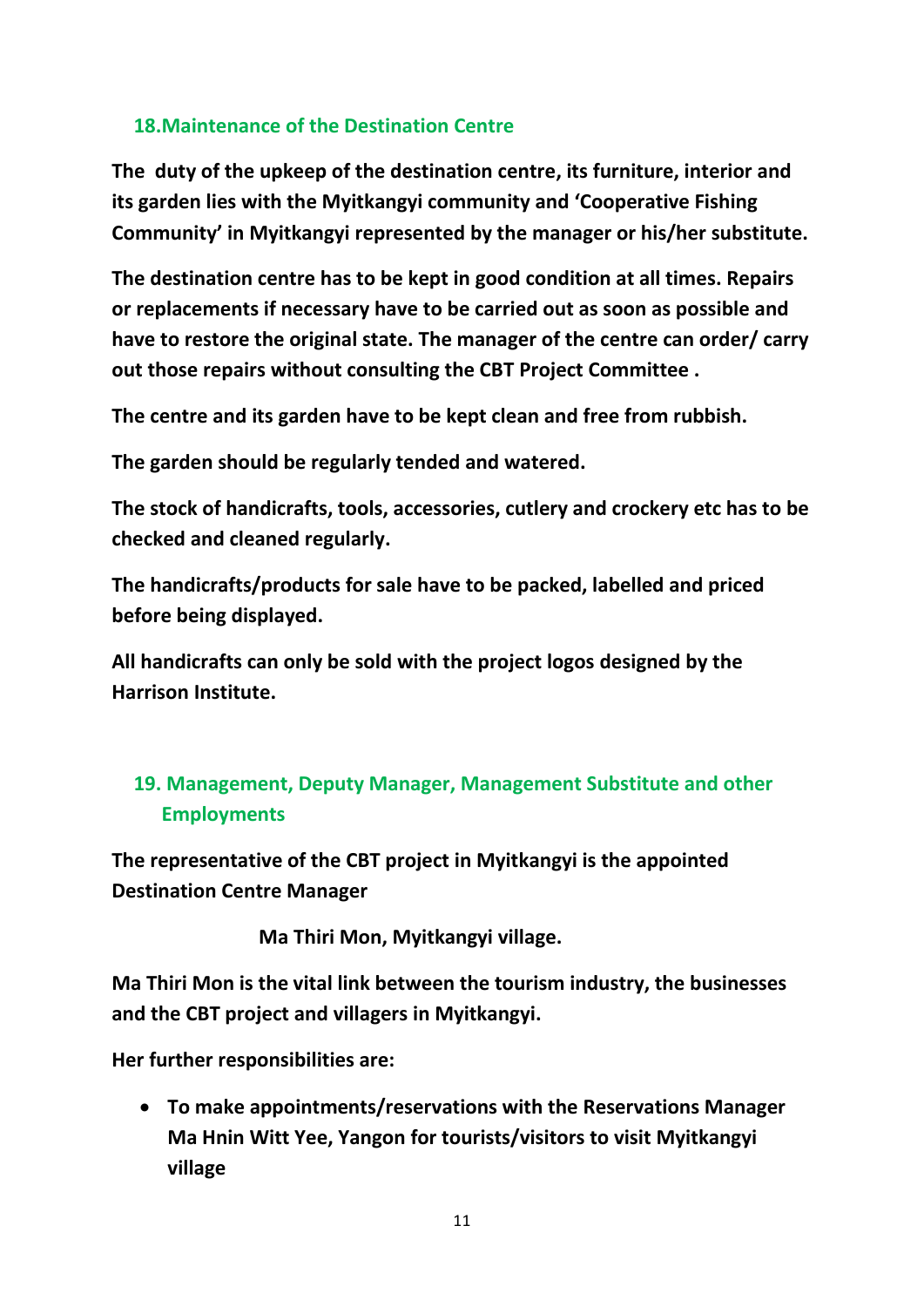## 18. Maintenance of the Destination Centre

**The duty of the upkeep of the destination centre, its furniture, interior and its garden lies with the Myitkangyi community and 'Cooperative Fishing Community' in Myitkangyi represented by the manager or his/her substitute.**

**The destination centre has to be kept in good condition at all times. Repairs or replacements if necessary have to be carried out as soon as possible and have to restore the original state. The manager of the centre can order/ carry out those repairs without consulting the CBT Project Committee .**

**The centre and its garden have to be kept clean and free from rubbish.**

**The garden should be regularly tended and watered.**

**The stock of handicrafts, tools, accessories, cutlery and crockery etc has to be checked and cleaned regularly.**

**The handicrafts/products for sale have to be packed, labelled and priced before being displayed.**

**All handicrafts can only be sold with the project logos designed by the Harrison Institute.**

## 19. Management, Deputy Manager, Management Substitute and other Employments

**The representative of the CBT project in Myitkangyi is the appointed Destination Centre Manager**

**Ma Thiri Mon, Myitkangyi village.**

**Ma Thiri Mon is the vital link between the tourism industry, the businesses and the CBT project and villagers in Myitkangyi.**

**Her further responsibilities are:**

- **To make appointments/reservations with the Reservations Manager Ma Hnin Witt Yee, Yangon for tourists/visitors to visit Myitkangyi village**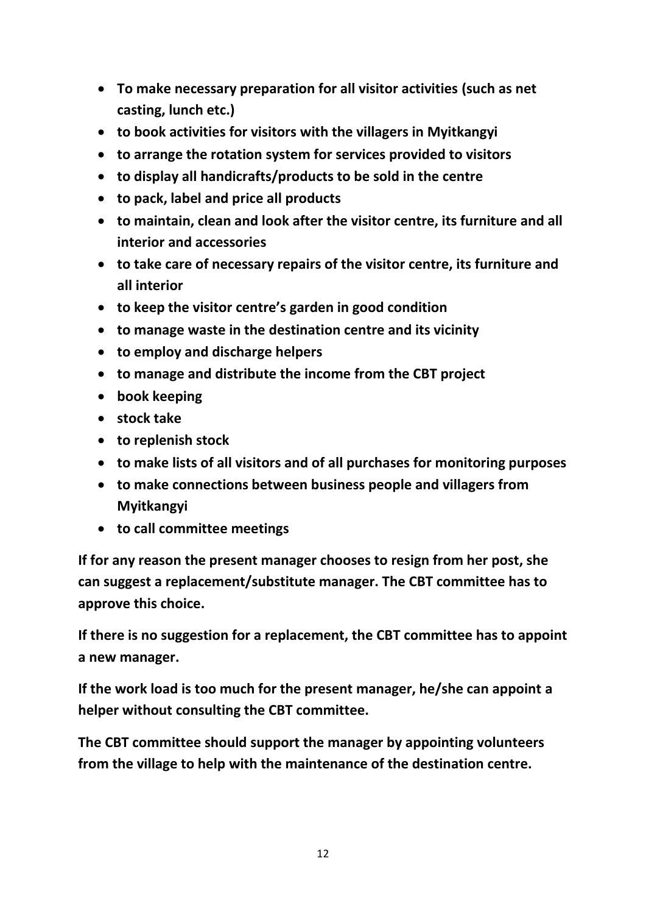- **To make necessary preparation for all visitor activities (such as net casting, lunch etc.)**
- **to book activities for visitors with the villagers in Myitkangyi**
- **to arrange the rotation system for services provided to visitors**
- **to display all handicrafts/products to be sold in the centre**
- **to pack, label and price all products**
- **to maintain, clean and look after the visitor centre, its furniture and all interior and accessories**
- **to take care of necessary repairs of the visitor centre, its furniture and all interior**
- **to keep the visitor centre's garden in good condition**
- **to manage waste in the destination centre and its vicinity**
- **to employ and discharge helpers**
- **to manage and distribute the income from the CBT project**
- **book keeping**
- **stock take**
- **to replenish stock**
- **to make lists of all visitors and of all purchases for monitoring purposes**
- **to make connections between business people and villagers from Myitkangyi**
- **to call committee meetings**

**If for any reason the present manager chooses to resign from her post, she can suggest a replacement/substitute manager. The CBT committee has to approve this choice.**

**If there is no suggestion for a replacement, the CBT committee has to appoint a new manager.**

**If the work load is too much for the present manager, he/she can appoint a helper without consulting the CBT committee.**

**The CBT committee should support the manager by appointing volunteers from the village to help with the maintenance of the destination centre.**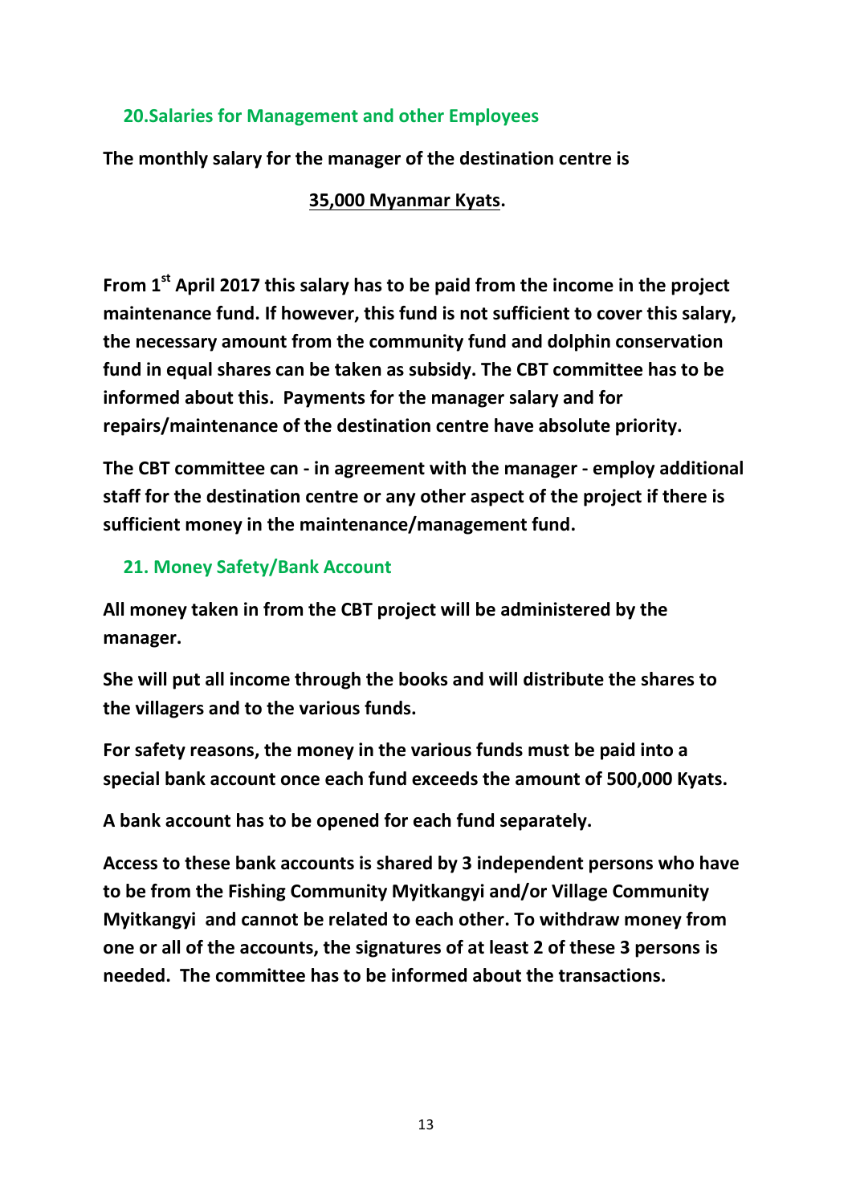## 20.Salaries for Management and other Employees

**The monthly salary for the manager of the destination centre is**

**35,000 Myanmar Kyats.**

**From 1st April 2017 this salary has to be paid from the income in the project maintenance fund. If however, this fund is not sufficient to cover this salary, the necessary amount from the community fund and dolphin conservation fund in equal shares can be taken as subsidy. The CBT committee has to be informed about this. Payments for the manager salary and for repairs/maintenance of the destination centre have absolute priority.**

**The CBT committee can - in agreement with the manager - employ additional staff for the destination centre or any other aspect of the project if there is sufficient money in the maintenance/management fund.**

## 21. Money Safety/Bank Account

**All money taken in from the CBT project will be administered by the manager.**

**She will put all income through the books and will distribute the shares to the villagers and to the various funds.**

**For safety reasons, the money in the various funds must be paid into a special bank account once each fund exceeds the amount of 500,000 Kyats.**

**A bank account has to be opened for each fund separately.**

**Access to these bank accounts is shared by 3 independent persons who have to be from the Fishing Community Myitkangyi and/or Village Community Myitkangyi and cannot be related to each other. To withdraw money from one or all of the accounts, the signatures of at least 2 of these 3 persons is needed. The committee has to be informed about the transactions.**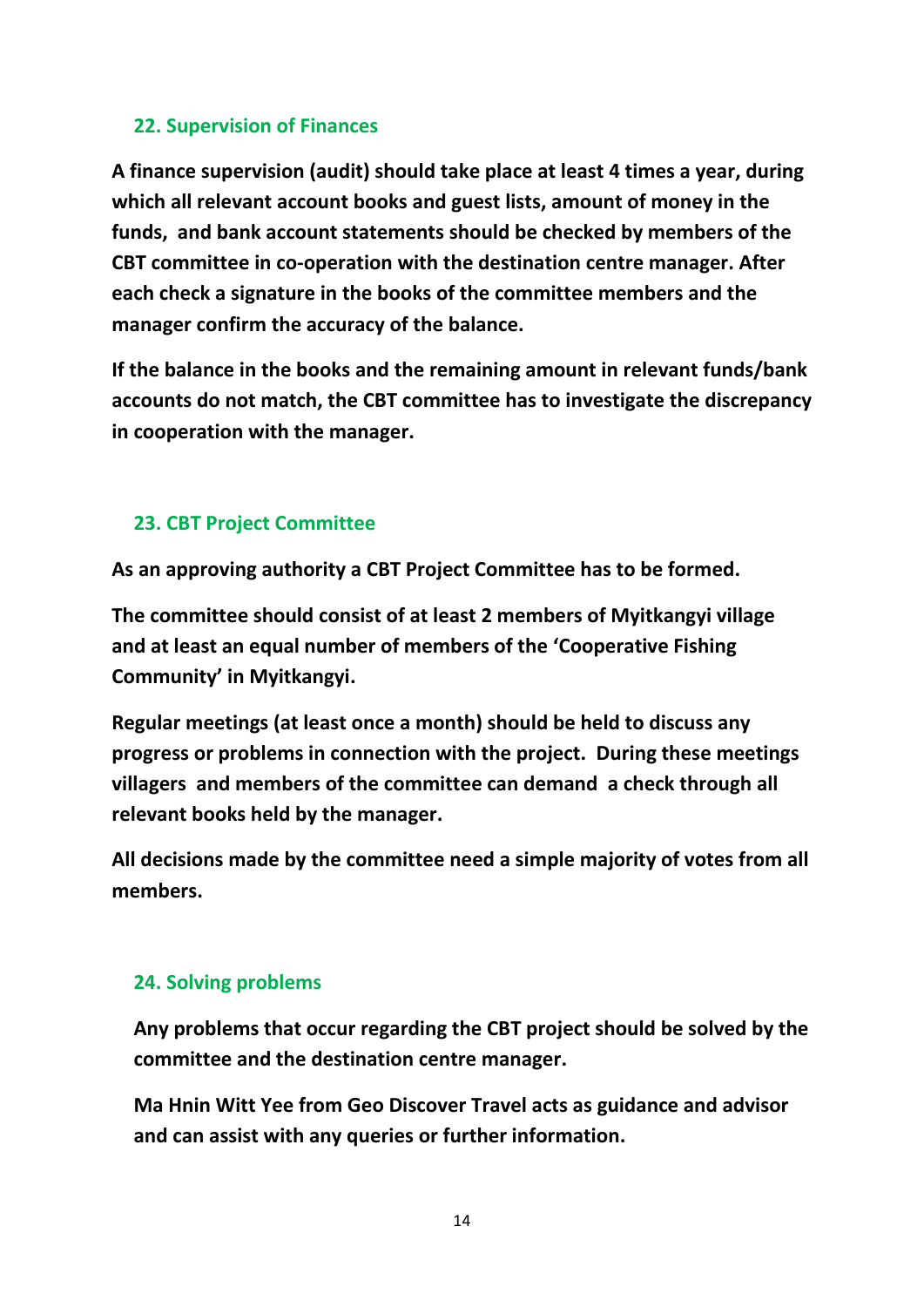## 22. Supervision of Finances

**A finance supervision (audit) should take place at least 4 times a year, during which all relevant account books and guest lists, amount of money in the funds, and bank account statements should be checked by members of the CBT committee in co-operation with the destination centre manager. After each check a signature in the books of the committee members and the manager confirm the accuracy of the balance.**

**If the balance in the books and the remaining amount in relevant funds/bank accounts do not match, the CBT committee has to investigate the discrepancy in cooperation with the manager.**

## 23. CBT Project Committee

**As an approving authority a CBT Project Committee has to be formed.**

**The committee should consist of at least 2 members of Myitkangyi village and at least an equal number of members of the 'Cooperative Fishing Community' in Myitkangyi.**

**Regular meetings (at least once a month) should be held to discuss any progress or problems in connection with the project. During these meetings villagers and members of the committee can demand a check through all relevant books held by the manager.**

**All decisions made by the committee need a simple majority of votes from all members.**

## 24. Solving problems

**Any problems that occur regarding the CBT project should be solved by the committee and the destination centre manager.**

**Ma Hnin Witt Yee from Geo Discover Travel acts as guidance and advisor and can assist with any queries or further information.**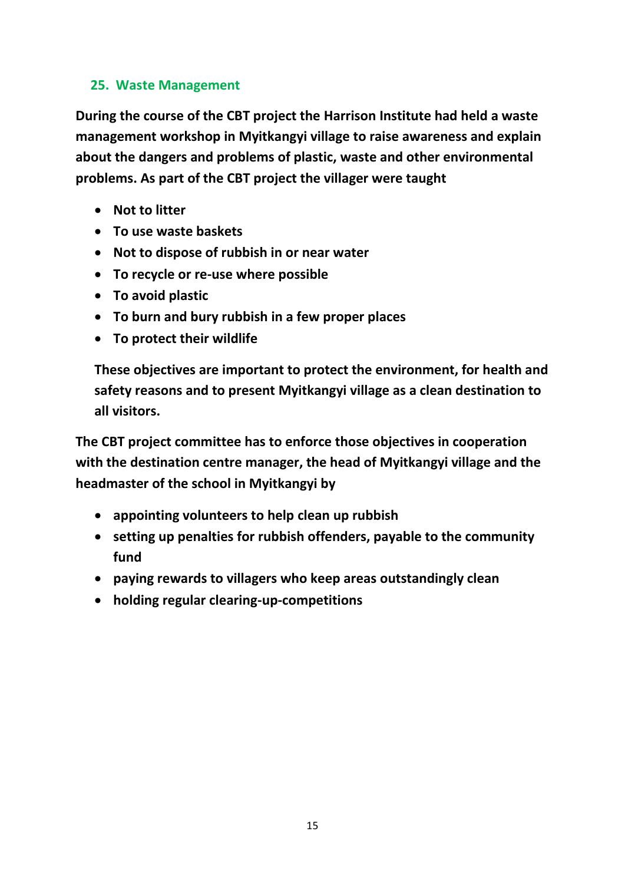## 25. Waste Management

**During the course of the CBT project the Harrison Institute had held a waste management workshop in Myitkangyi village to raise awareness and explain about the dangers and problems of plastic, waste and other environmental problems. As part of the CBT project the villager were taught**

- **Not to litter**
- **To use waste baskets**
- **Not to dispose of rubbish in or near water**
- **To recycle or re-use where possible**
- **To avoid plastic**
- **To burn and bury rubbish in a few proper places**
- **To protect their wildlife**

**These objectives are important to protect the environment, for health and safety reasons and to present Myitkangyi village as a clean destination to all visitors.**

**The CBT project committee has to enforce those objectives in cooperation with the destination centre manager, the head of Myitkangyi village and the headmaster of the school in Myitkangyi by**

- **appointing volunteers to help clean up rubbish**
- **setting up penalties for rubbish offenders, payable to the community fund**
- **paying rewards to villagers who keep areas outstandingly clean**
- **holding regular clearing-up-competitions**